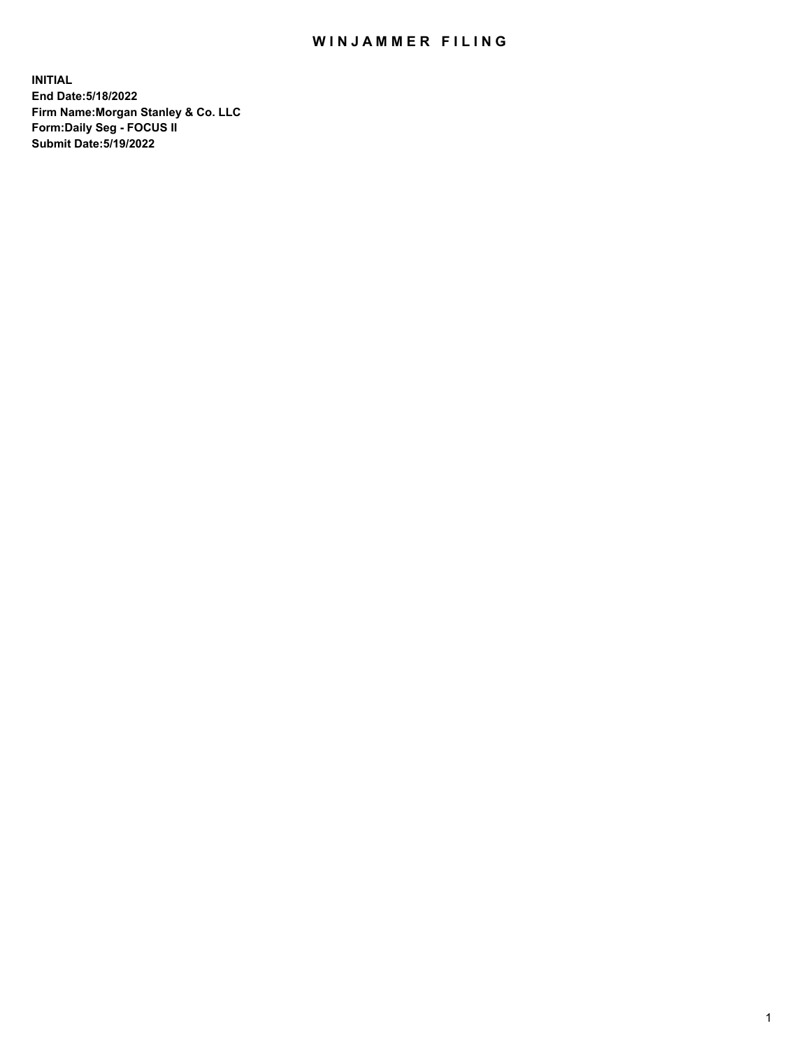# WINJAMMER FILING

**INITIAL**
**End Date:5/18/2022**
**Firm Name:Morgan Stanley & Co. LLC**
**Form:Daily Seg - FOCUS II**
**Submit Date:5/19/2022**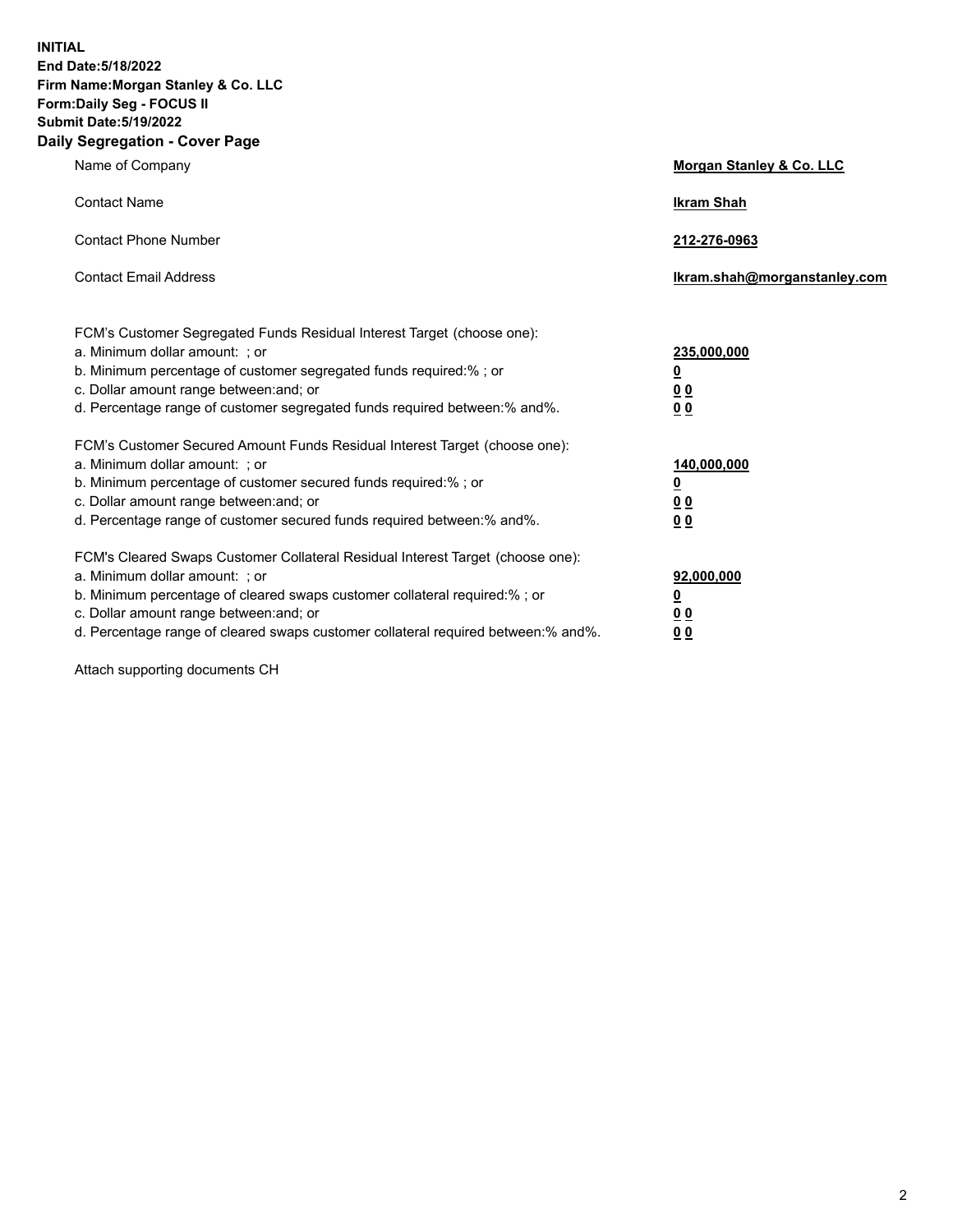**INITIAL**
**End Date:5/18/2022**
**Firm Name:Morgan Stanley & Co. LLC**
**Form:Daily Seg - FOCUS II**
**Submit Date:5/19/2022**

## Daily Segregation - Cover Page

| | |
|---|---|
| Name of Company | **Morgan Stanley & Co. LLC** |
| Contact Name | **Ikram Shah** |
| Contact Phone Number | **212-276-0963** |
| Contact Email Address | **Ikram.shah@morganstanley.com** |

| | |
|---|---|
| FCM's Customer Segregated Funds Residual Interest Target (choose one): | |
| a. Minimum dollar amount: ; or | **235,000,000** |
| b. Minimum percentage of customer segregated funds required:% ; or | **0** |
| c. Dollar amount range between:and; or | **0 0** |
| d. Percentage range of customer segregated funds required between:% and%. | **0 0** |
| FCM's Customer Secured Amount Funds Residual Interest Target (choose one): | |
| a. Minimum dollar amount: ; or | **140,000,000** |
| b. Minimum percentage of customer secured funds required:% ; or | **0** |
| c. Dollar amount range between:and; or | **0 0** |
| d. Percentage range of customer secured funds required between:% and%. | **0 0** |
| FCM's Cleared Swaps Customer Collateral Residual Interest Target (choose one): | |
| a. Minimum dollar amount: ; or | **92,000,000** |
| b. Minimum percentage of cleared swaps customer collateral required:% ; or | **0** |
| c. Dollar amount range between:and; or | **0 0** |
| d. Percentage range of cleared swaps customer collateral required between:% and%. | **0 0** |

Attach supporting documents CH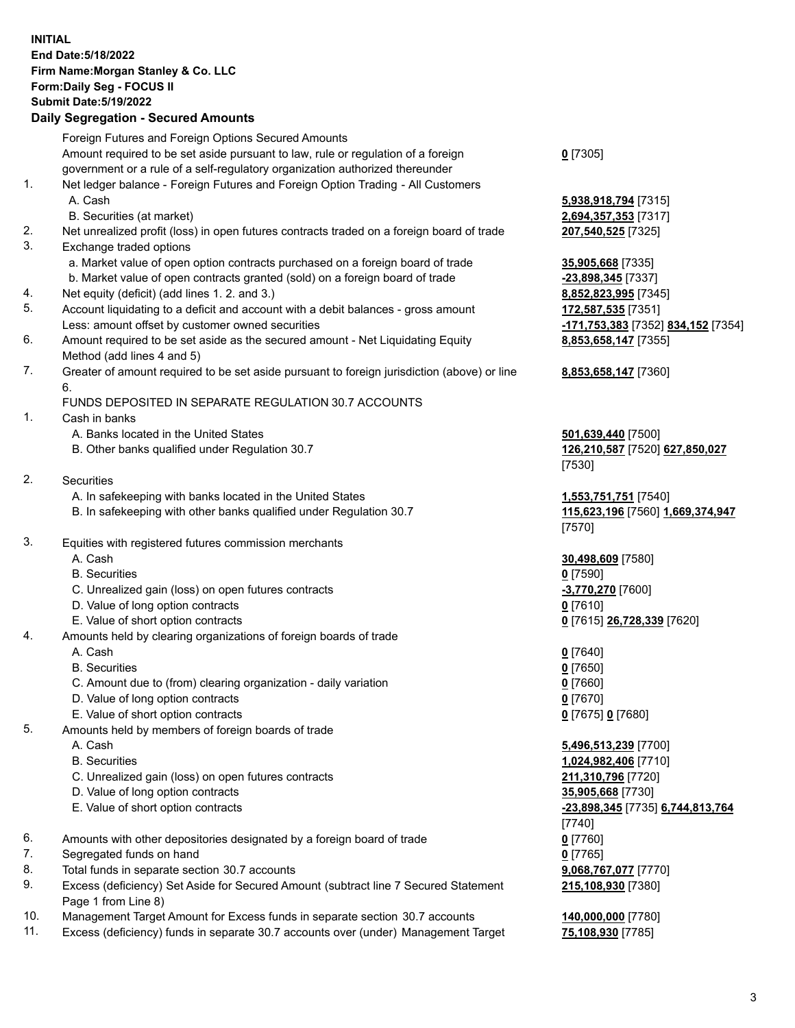**INITIAL**
**End Date:5/18/2022**
**Firm Name:Morgan Stanley & Co. LLC**
**Form:Daily Seg - FOCUS II**
**Submit Date:5/19/2022**

## Daily Segregation - Secured Amounts

| | | |
|---|---|---|
| | Foreign Futures and Foreign Options Secured Amounts | |
| | Amount required to be set aside pursuant to law, rule or regulation of a foreign government or a rule of a self-regulatory organization authorized thereunder | **0** [7305] |
| 1. | Net ledger balance - Foreign Futures and Foreign Option Trading - All Customers | |
| | A. Cash | **5,938,918,794** [7315] |
| | B. Securities (at market) | **2,694,357,353** [7317] |
| 2. | Net unrealized profit (loss) in open futures contracts traded on a foreign board of trade | **207,540,525** [7325] |
| 3. | Exchange traded options | |
| | a. Market value of open option contracts purchased on a foreign board of trade | **35,905,668** [7335] |
| | b. Market value of open contracts granted (sold) on a foreign board of trade | **-23,898,345** [7337] |
| 4. | Net equity (deficit) (add lines 1. 2. and 3.) | **8,852,823,995** [7345] |
| 5. | Account liquidating to a deficit and account with a debit balances - gross amount | **172,587,535** [7351] |
| | Less: amount offset by customer owned securities | **-171,753,383** [7352] **834,152** [7354] |
| 6. | Amount required to be set aside as the secured amount - Net Liquidating Equity Method (add lines 4 and 5) | **8,853,658,147** [7355] |
| 7. | Greater of amount required to be set aside pursuant to foreign jurisdiction (above) or line 6. | **8,853,658,147** [7360] |
| | FUNDS DEPOSITED IN SEPARATE REGULATION 30.7 ACCOUNTS | |
| 1. | Cash in banks | |
| | A. Banks located in the United States | **501,639,440** [7500] |
| | B. Other banks qualified under Regulation 30.7 | **126,210,587** [7520] **627,850,027** [7530] |
| 2. | Securities | |
| | A. In safekeeping with banks located in the United States | **1,553,751,751** [7540] |
| | B. In safekeeping with other banks qualified under Regulation 30.7 | **115,623,196** [7560] **1,669,374,947** [7570] |
| 3. | Equities with registered futures commission merchants | |
| | A. Cash | **30,498,609** [7580] |
| | B. Securities | **0** [7590] |
| | C. Unrealized gain (loss) on open futures contracts | **-3,770,270** [7600] |
| | D. Value of long option contracts | **0** [7610] |
| | E. Value of short option contracts | **0** [7615] **26,728,339** [7620] |
| 4. | Amounts held by clearing organizations of foreign boards of trade | |
| | A. Cash | **0** [7640] |
| | B. Securities | **0** [7650] |
| | C. Amount due to (from) clearing organization - daily variation | **0** [7660] |
| | D. Value of long option contracts | **0** [7670] |
| | E. Value of short option contracts | **0** [7675] **0** [7680] |
| 5. | Amounts held by members of foreign boards of trade | |
| | A. Cash | **5,496,513,239** [7700] |
| | B. Securities | **1,024,982,406** [7710] |
| | C. Unrealized gain (loss) on open futures contracts | **211,310,796** [7720] |
| | D. Value of long option contracts | **35,905,668** [7730] |
| | E. Value of short option contracts | **-23,898,345** [7735] **6,744,813,764** [7740] |
| 6. | Amounts with other depositories designated by a foreign board of trade | **0** [7760] |
| 7. | Segregated funds on hand | **0** [7765] |
| 8. | Total funds in separate section 30.7 accounts | **9,068,767,077** [7770] |
| 9. | Excess (deficiency) Set Aside for Secured Amount (subtract line 7 Secured Statement Page 1 from Line 8) | **215,108,930** [7380] |
| 10. | Management Target Amount for Excess funds in separate section 30.7 accounts | **140,000,000** [7780] |
| 11. | Excess (deficiency) funds in separate 30.7 accounts over (under) Management Target | **75,108,930** [7785] |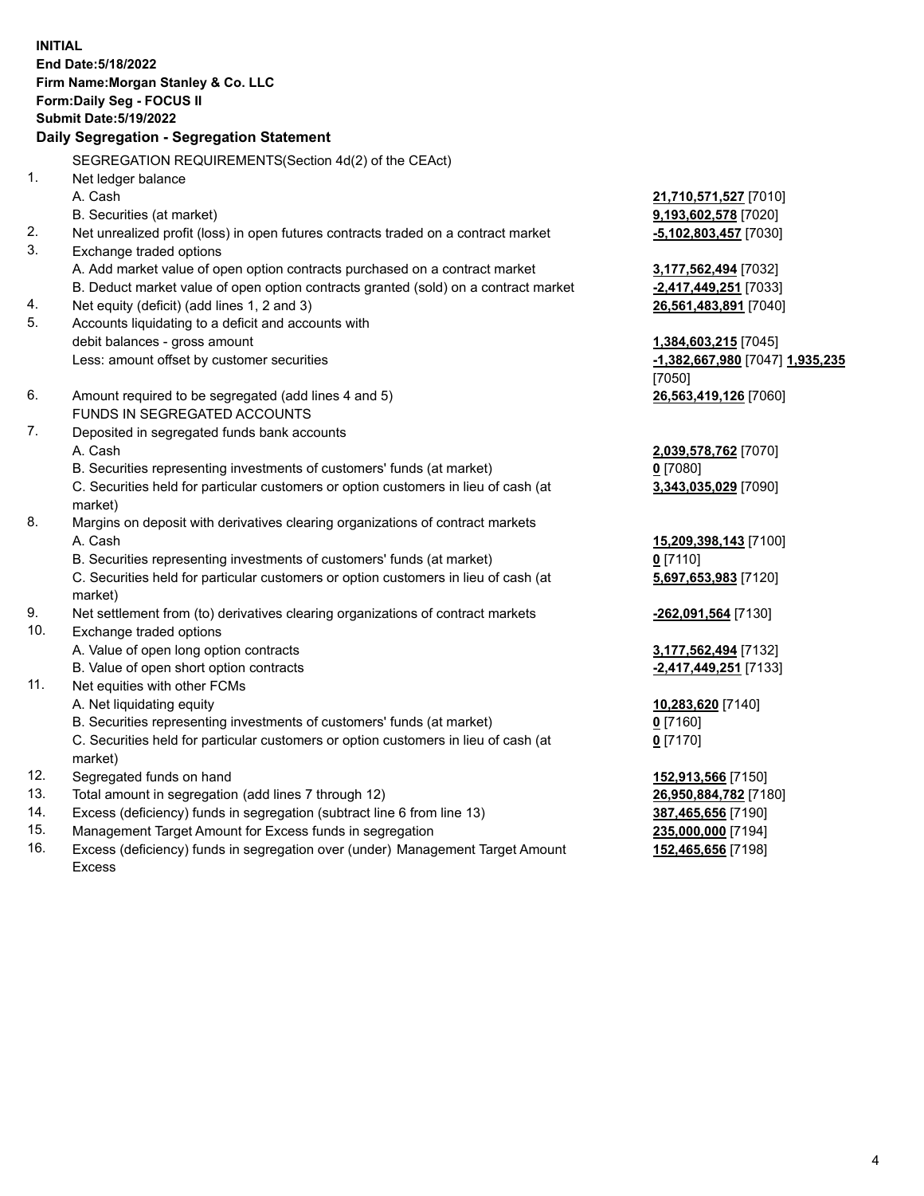**INITIAL**
**End Date:5/18/2022**
**Firm Name:Morgan Stanley & Co. LLC**
**Form:Daily Seg - FOCUS II**
**Submit Date:5/19/2022**

## Daily Segregation - Segregation Statement

SEGREGATION REQUIREMENTS(Section 4d(2) of the CEAct)

| | | |
|---|---|---|
| 1. | Net ledger balance | |
| | A. Cash | **21,710,571,527** [7010] |
| | B. Securities (at market) | **9,193,602,578** [7020] |
| 2. | Net unrealized profit (loss) in open futures contracts traded on a contract market | **-5,102,803,457** [7030] |
| 3. | Exchange traded options | |
| | A. Add market value of open option contracts purchased on a contract market | **3,177,562,494** [7032] |
| | B. Deduct market value of open option contracts granted (sold) on a contract market | **-2,417,449,251** [7033] |
| 4. | Net equity (deficit) (add lines 1, 2 and 3) | **26,561,483,891** [7040] |
| 5. | Accounts liquidating to a deficit and accounts with debit balances - gross amount | **1,384,603,215** [7045] |
| | Less: amount offset by customer securities | **-1,382,667,980** [7047] **1,935,235** [7050] |
| 6. | Amount required to be segregated (add lines 4 and 5) | **26,563,419,126** [7060] |
| | FUNDS IN SEGREGATED ACCOUNTS | |
| 7. | Deposited in segregated funds bank accounts | |
| | A. Cash | **2,039,578,762** [7070] |
| | B. Securities representing investments of customers' funds (at market) | **0** [7080] |
| | C. Securities held for particular customers or option customers in lieu of cash (at market) | **3,343,035,029** [7090] |
| 8. | Margins on deposit with derivatives clearing organizations of contract markets | |
| | A. Cash | **15,209,398,143** [7100] |
| | B. Securities representing investments of customers' funds (at market) | **0** [7110] |
| | C. Securities held for particular customers or option customers in lieu of cash (at market) | **5,697,653,983** [7120] |
| 9. | Net settlement from (to) derivatives clearing organizations of contract markets | **-262,091,564** [7130] |
| 10. | Exchange traded options | |
| | A. Value of open long option contracts | **3,177,562,494** [7132] |
| | B. Value of open short option contracts | **-2,417,449,251** [7133] |
| 11. | Net equities with other FCMs | |
| | A. Net liquidating equity | **10,283,620** [7140] |
| | B. Securities representing investments of customers' funds (at market) | **0** [7160] |
| | C. Securities held for particular customers or option customers in lieu of cash (at market) | **0** [7170] |
| 12. | Segregated funds on hand | **152,913,566** [7150] |
| 13. | Total amount in segregation (add lines 7 through 12) | **26,950,884,782** [7180] |
| 14. | Excess (deficiency) funds in segregation (subtract line 6 from line 13) | **387,465,656** [7190] |
| 15. | Management Target Amount for Excess funds in segregation | **235,000,000** [7194] |
| 16. | Excess (deficiency) funds in segregation over (under) Management Target Amount Excess | **152,465,656** [7198] |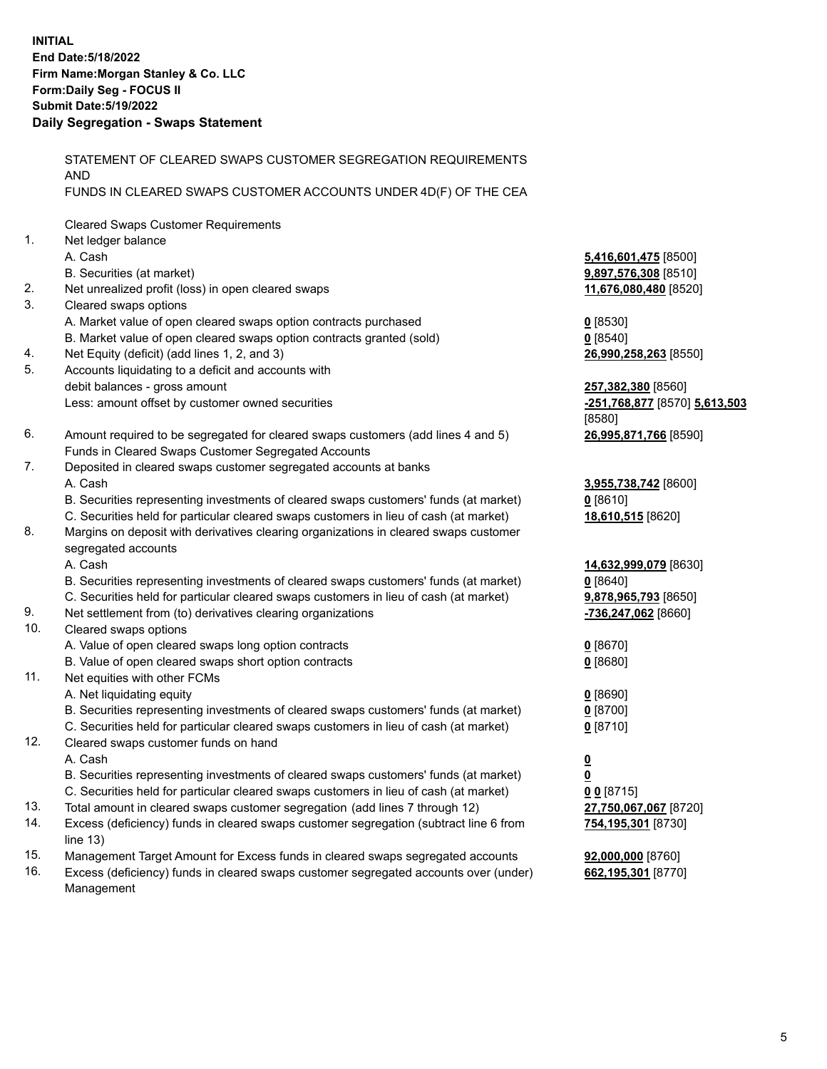**INITIAL**
**End Date:5/18/2022**
**Firm Name:Morgan Stanley & Co. LLC**
**Form:Daily Seg - FOCUS II**
**Submit Date:5/19/2022**
**Daily Segregation - Swaps Statement**

STATEMENT OF CLEARED SWAPS CUSTOMER SEGREGATION REQUIREMENTS AND
FUNDS IN CLEARED SWAPS CUSTOMER ACCOUNTS UNDER 4D(F) OF THE CEA

| | | |
|---|---|---|
| | Cleared Swaps Customer Requirements | |
| 1. | Net ledger balance | |
| | A. Cash | **5,416,601,475** [8500] |
| | B. Securities (at market) | **9,897,576,308** [8510] |
| 2. | Net unrealized profit (loss) in open cleared swaps | **11,676,080,480** [8520] |
| 3. | Cleared swaps options | |
| | A. Market value of open cleared swaps option contracts purchased | **0** [8530] |
| | B. Market value of open cleared swaps option contracts granted (sold) | **0** [8540] |
| 4. | Net Equity (deficit) (add lines 1, 2, and 3) | **26,990,258,263** [8550] |
| 5. | Accounts liquidating to a deficit and accounts with debit balances - gross amount | **257,382,380** [8560] |
| | Less: amount offset by customer owned securities | **-251,768,877** [8570] **5,613,503** [8580] |
| 6. | Amount required to be segregated for cleared swaps customers (add lines 4 and 5) | **26,995,871,766** [8590] |
| | Funds in Cleared Swaps Customer Segregated Accounts | |
| 7. | Deposited in cleared swaps customer segregated accounts at banks | |
| | A. Cash | **3,955,738,742** [8600] |
| | B. Securities representing investments of cleared swaps customers' funds (at market) | **0** [8610] |
| | C. Securities held for particular cleared swaps customers in lieu of cash (at market) | **18,610,515** [8620] |
| 8. | Margins on deposit with derivatives clearing organizations in cleared swaps customer segregated accounts | |
| | A. Cash | **14,632,999,079** [8630] |
| | B. Securities representing investments of cleared swaps customers' funds (at market) | **0** [8640] |
| | C. Securities held for particular cleared swaps customers in lieu of cash (at market) | **9,878,965,793** [8650] |
| 9. | Net settlement from (to) derivatives clearing organizations | **-736,247,062** [8660] |
| 10. | Cleared swaps options | |
| | A. Value of open cleared swaps long option contracts | **0** [8670] |
| | B. Value of open cleared swaps short option contracts | **0** [8680] |
| 11. | Net equities with other FCMs | |
| | A. Net liquidating equity | **0** [8690] |
| | B. Securities representing investments of cleared swaps customers' funds (at market) | **0** [8700] |
| | C. Securities held for particular cleared swaps customers in lieu of cash (at market) | **0** [8710] |
| 12. | Cleared swaps customer funds on hand | |
| | A. Cash | **0** |
| | B. Securities representing investments of cleared swaps customers' funds (at market) | **0** |
| | C. Securities held for particular cleared swaps customers in lieu of cash (at market) | **0** **0** [8715] |
| 13. | Total amount in cleared swaps customer segregation (add lines 7 through 12) | **27,750,067,067** [8720] |
| 14. | Excess (deficiency) funds in cleared swaps customer segregation (subtract line 6 from line 13) | **754,195,301** [8730] |
| 15. | Management Target Amount for Excess funds in cleared swaps segregated accounts | **92,000,000** [8760] |
| 16. | Excess (deficiency) funds in cleared swaps customer segregated accounts over (under) Management | **662,195,301** [8770] |